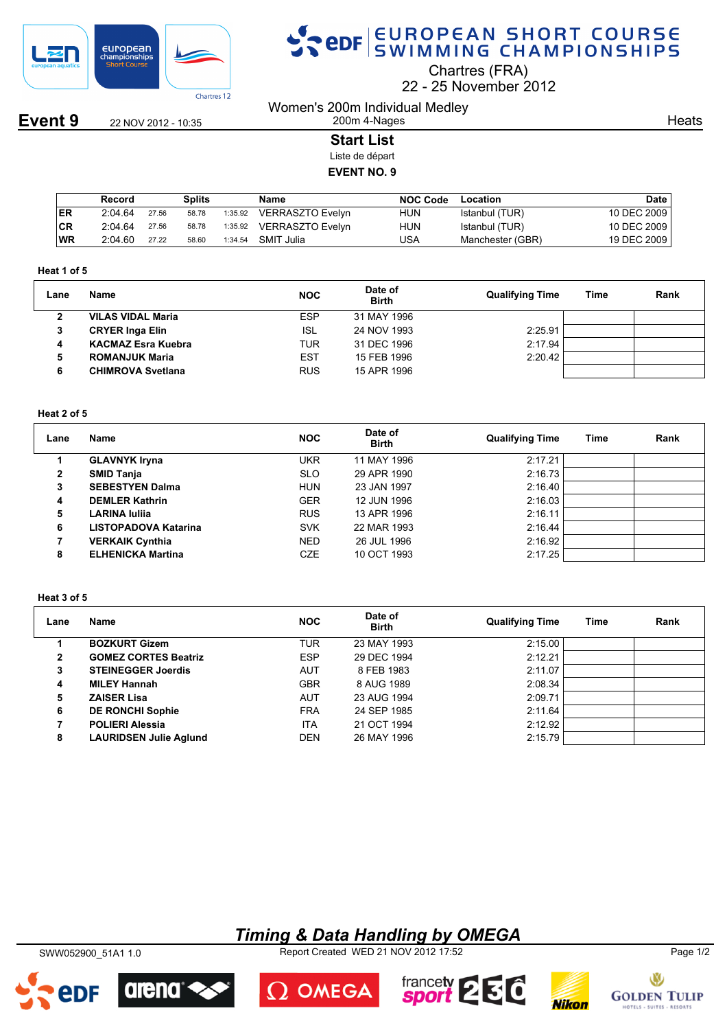# EUROPEAN SHORT COURSE SWIMMING CHAMPIONSHIPS

Chartres (FRA)
22 - 25 November 2012

**Event 9** 22 NOV 2012 - 10:35

Women's 200m Individual Medley
200m 4-Nages

Heats

## Start List

Liste de départ

**EVENT NO. 9**

| | Record | Splits | | | Name | NOC Code | Location | Date |
|---|---|---|---|---|---|---|---|---|
| ER | 2:04.64 | 27.56 | 58.78 | 1:35.92 | VERRASZTO Evelyn | HUN | Istanbul (TUR) | 10 DEC 2009 |
| CR | 2:04.64 | 27.56 | 58.78 | 1:35.92 | VERRASZTO Evelyn | HUN | Istanbul (TUR) | 10 DEC 2009 |
| WR | 2:04.60 | 27.22 | 58.60 | 1:34.54 | SMIT Julia | USA | Manchester (GBR) | 19 DEC 2009 |

### Heat 1 of 5

| Lane | Name | NOC | Date of Birth | Qualifying Time | Time | Rank |
|---|---|---|---|---|---|---|
| 2 | **VILAS VIDAL Maria** | ESP | 31 MAY 1996 | | | |
| 3 | **CRYER Inga Elin** | ISL | 24 NOV 1993 | 2:25.91 | | |
| 4 | **KACMAZ Esra Kuebra** | TUR | 31 DEC 1996 | 2:17.94 | | |
| 5 | **ROMANJUK Maria** | EST | 15 FEB 1996 | 2:20.42 | | |
| 6 | **CHIMROVA Svetlana** | RUS | 15 APR 1996 | | | |

### Heat 2 of 5

| Lane | Name | NOC | Date of Birth | Qualifying Time | Time | Rank |
|---|---|---|---|---|---|---|
| 1 | **GLAVNYK Iryna** | UKR | 11 MAY 1996 | 2:17.21 | | |
| 2 | **SMID Tanja** | SLO | 29 APR 1990 | 2:16.73 | | |
| 3 | **SEBESTYEN Dalma** | HUN | 23 JAN 1997 | 2:16.40 | | |
| 4 | **DEMLER Kathrin** | GER | 12 JUN 1996 | 2:16.03 | | |
| 5 | **LARINA Iuliia** | RUS | 13 APR 1996 | 2:16.11 | | |
| 6 | **LISTOPADOVA Katarina** | SVK | 22 MAR 1993 | 2:16.44 | | |
| 7 | **VERKAIK Cynthia** | NED | 26 JUL 1996 | 2:16.92 | | |
| 8 | **ELHENICKA Martina** | CZE | 10 OCT 1993 | 2:17.25 | | |

### Heat 3 of 5

| Lane | Name | NOC | Date of Birth | Qualifying Time | Time | Rank |
|---|---|---|---|---|---|---|
| 1 | **BOZKURT Gizem** | TUR | 23 MAY 1993 | 2:15.00 | | |
| 2 | **GOMEZ CORTES Beatriz** | ESP | 29 DEC 1994 | 2:12.21 | | |
| 3 | **STEINEGGER Joerdis** | AUT | 8 FEB 1983 | 2:11.07 | | |
| 4 | **MILEY Hannah** | GBR | 8 AUG 1989 | 2:08.34 | | |
| 5 | **ZAISER Lisa** | AUT | 23 AUG 1994 | 2:09.71 | | |
| 6 | **DE RONCHI Sophie** | FRA | 24 SEP 1985 | 2:11.64 | | |
| 7 | **POLIERI Alessia** | ITA | 21 OCT 1994 | 2:12.92 | | |
| 8 | **LAURIDSEN Julie Aglund** | DEN | 26 MAY 1996 | 2:15.79 | | |

*Timing & Data Handling by OMEGA*

SWW052900_51A1 1.0 Report Created WED 21 NOV 2012 17:52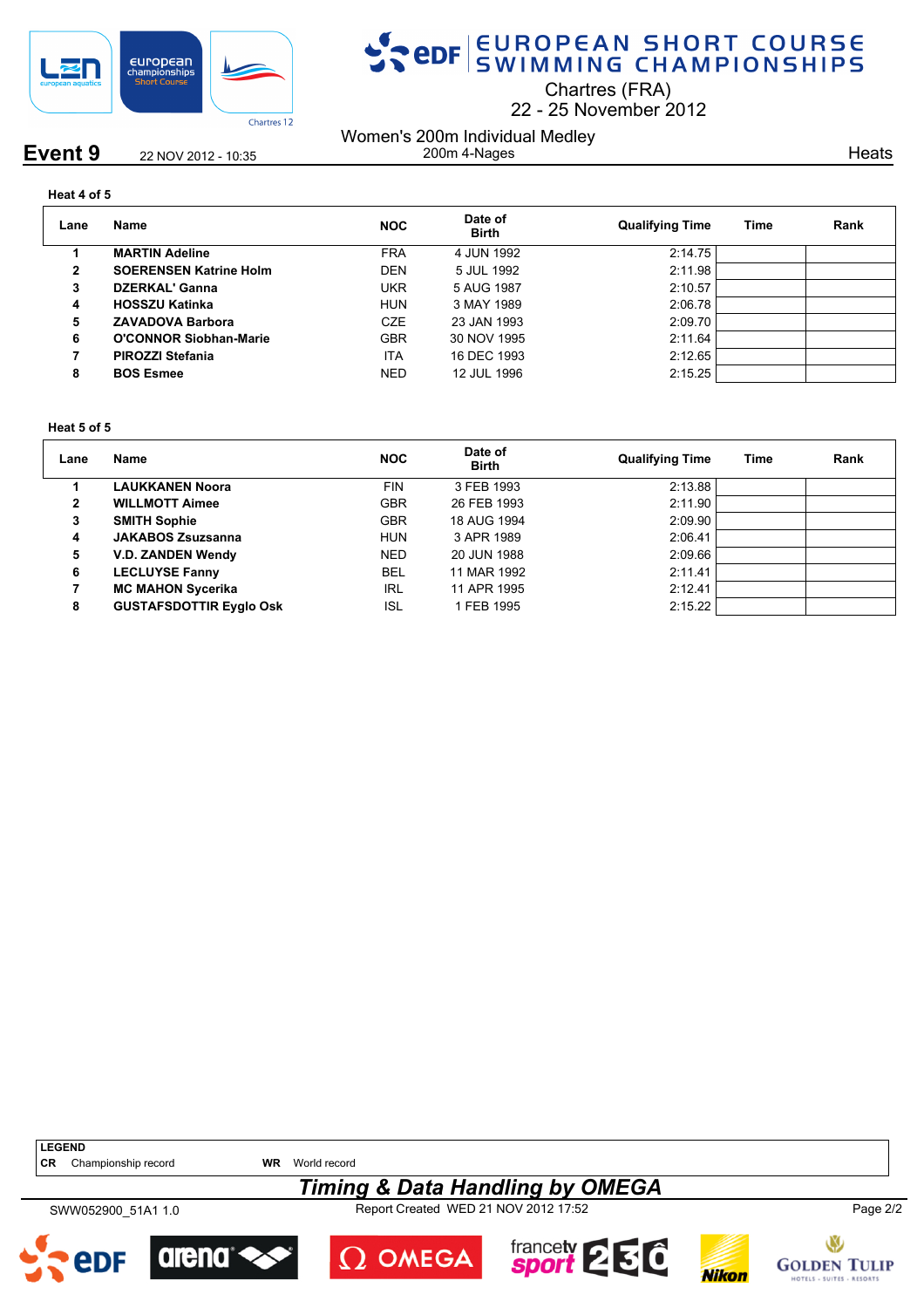# EUROPEAN SHORT COURSE SWIMMING CHAMPIONSHIPS

Chartres (FRA)
22 - 25 November 2012

**Event 9** 22 NOV 2012 - 10:35

Women's 200m Individual Medley
200m 4-Nages

Heats

**Heat 4 of 5**

| Lane | Name | NOC | Date of Birth | Qualifying Time | Time | Rank |
|---|---|---|---|---|---|---|
| 1 | **MARTIN Adeline** | FRA | 4 JUN 1992 | 2:14.75 | | |
| 2 | **SOERENSEN Katrine Holm** | DEN | 5 JUL 1992 | 2:11.98 | | |
| 3 | **DZERKAL' Ganna** | UKR | 5 AUG 1987 | 2:10.57 | | |
| 4 | **HOSSZU Katinka** | HUN | 3 MAY 1989 | 2:06.78 | | |
| 5 | **ZAVADOVA Barbora** | CZE | 23 JAN 1993 | 2:09.70 | | |
| 6 | **O'CONNOR Siobhan-Marie** | GBR | 30 NOV 1995 | 2:11.64 | | |
| 7 | **PIROZZI Stefania** | ITA | 16 DEC 1993 | 2:12.65 | | |
| 8 | **BOS Esmee** | NED | 12 JUL 1996 | 2:15.25 | | |

**Heat 5 of 5**

| Lane | Name | NOC | Date of Birth | Qualifying Time | Time | Rank |
|---|---|---|---|---|---|---|
| 1 | **LAUKKANEN Noora** | FIN | 3 FEB 1993 | 2:13.88 | | |
| 2 | **WILLMOTT Aimee** | GBR | 26 FEB 1993 | 2:11.90 | | |
| 3 | **SMITH Sophie** | GBR | 18 AUG 1994 | 2:09.90 | | |
| 4 | **JAKABOS Zsuzsanna** | HUN | 3 APR 1989 | 2:06.41 | | |
| 5 | **V.D. ZANDEN Wendy** | NED | 20 JUN 1988 | 2:09.66 | | |
| 6 | **LECLUYSE Fanny** | BEL | 11 MAR 1992 | 2:11.41 | | |
| 7 | **MC MAHON Sycerika** | IRL | 11 APR 1995 | 2:12.41 | | |
| 8 | **GUSTAFSDOTTIR Eyglo Osk** | ISL | 1 FEB 1995 | 2:15.22 | | |

**LEGEND**
**CR** Championship record **WR** World record

*Timing & Data Handling by OMEGA*

SWW052900_51A1 1.0 Report Created WED 21 NOV 2012 17:52